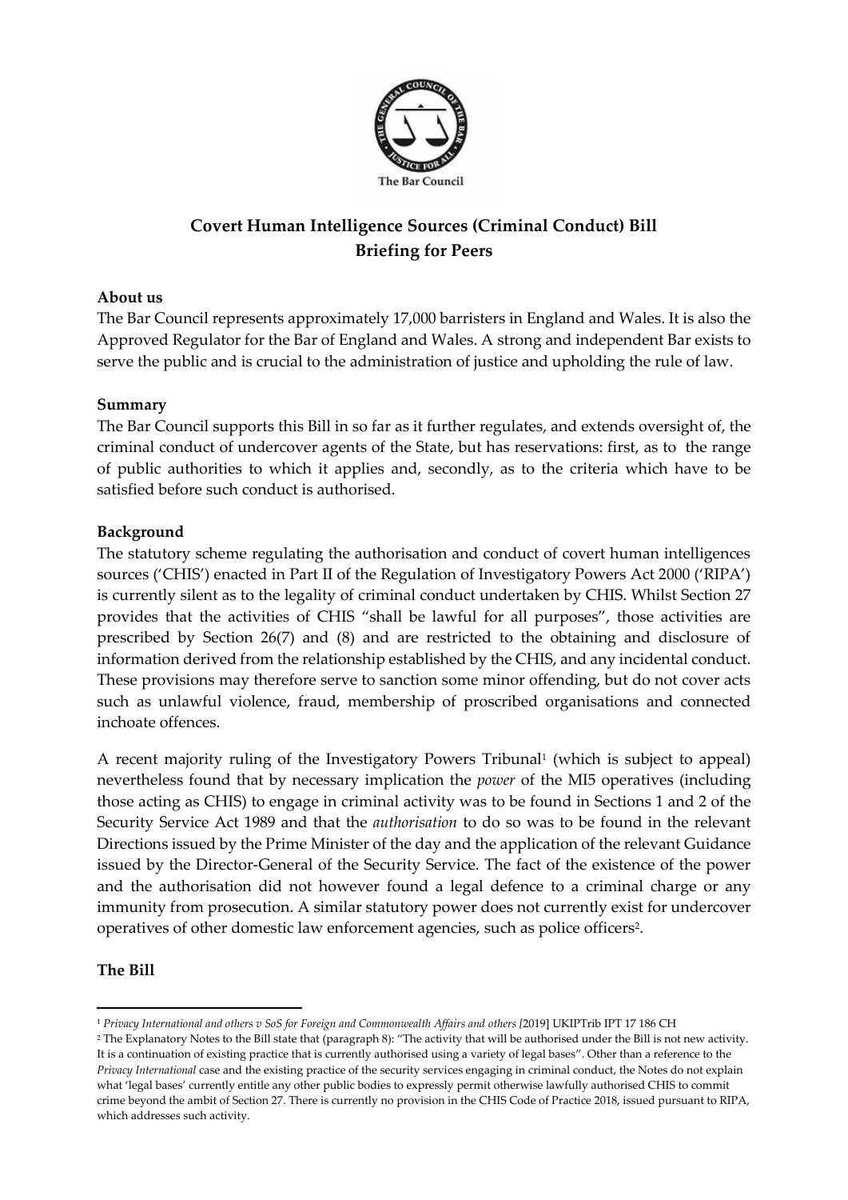# Covert Human Intelligence Sources (Criminal Conduct) Bill
## Briefing for Peers

### About us

The Bar Council represents approximately 17,000 barristers in England and Wales. It is also the Approved Regulator for the Bar of England and Wales. A strong and independent Bar exists to serve the public and is crucial to the administration of justice and upholding the rule of law.

### Summary

The Bar Council supports this Bill in so far as it further regulates, and extends oversight of, the criminal conduct of undercover agents of the State, but has reservations: first, as to the range of public authorities to which it applies and, secondly, as to the criteria which have to be satisfied before such conduct is authorised.

### Background

The statutory scheme regulating the authorisation and conduct of covert human intelligences sources ('CHIS') enacted in Part II of the Regulation of Investigatory Powers Act 2000 ('RIPA') is currently silent as to the legality of criminal conduct undertaken by CHIS. Whilst Section 27 provides that the activities of CHIS "shall be lawful for all purposes", those activities are prescribed by Section 26(7) and (8) and are restricted to the obtaining and disclosure of information derived from the relationship established by the CHIS, and any incidental conduct. These provisions may therefore serve to sanction some minor offending, but do not cover acts such as unlawful violence, fraud, membership of proscribed organisations and connected inchoate offences.

A recent majority ruling of the Investigatory Powers Tribunal[1] (which is subject to appeal) nevertheless found that by necessary implication the *power* of the MI5 operatives (including those acting as CHIS) to engage in criminal activity was to be found in Sections 1 and 2 of the Security Service Act 1989 and that the *authorisation* to do so was to be found in the relevant Directions issued by the Prime Minister of the day and the application of the relevant Guidance issued by the Director-General of the Security Service. The fact of the existence of the power and the authorisation did not however found a legal defence to a criminal charge or any immunity from prosecution. A similar statutory power does not currently exist for undercover operatives of other domestic law enforcement agencies, such as police officers[2].

### The Bill

---

[1] *Privacy International and others v SoS for Foreign and Commonwealth Affairs and others [*2019] UKIPTrib IPT 17 186 CH

[2] The Explanatory Notes to the Bill state that (paragraph 8): "The activity that will be authorised under the Bill is not new activity. It is a continuation of existing practice that is currently authorised using a variety of legal bases". Other than a reference to the *Privacy International* case and the existing practice of the security services engaging in criminal conduct, the Notes do not explain what 'legal bases' currently entitle any other public bodies to expressly permit otherwise lawfully authorised CHIS to commit crime beyond the ambit of Section 27. There is currently no provision in the CHIS Code of Practice 2018, issued pursuant to RIPA, which addresses such activity.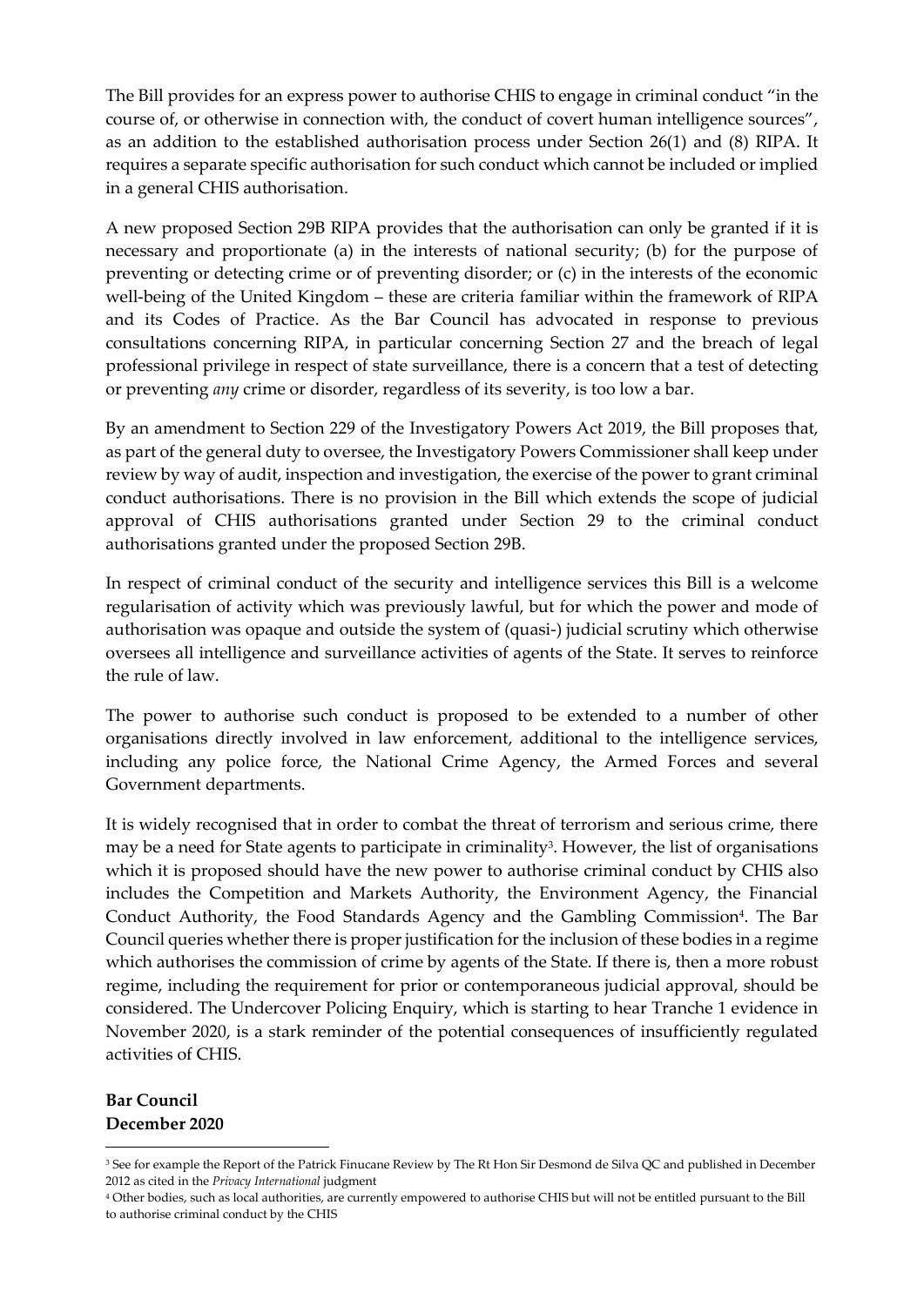The Bill provides for an express power to authorise CHIS to engage in criminal conduct "in the course of, or otherwise in connection with, the conduct of covert human intelligence sources", as an addition to the established authorisation process under Section 26(1) and (8) RIPA. It requires a separate specific authorisation for such conduct which cannot be included or implied in a general CHIS authorisation.

A new proposed Section 29B RIPA provides that the authorisation can only be granted if it is necessary and proportionate (a) in the interests of national security; (b) for the purpose of preventing or detecting crime or of preventing disorder; or (c) in the interests of the economic well-being of the United Kingdom – these are criteria familiar within the framework of RIPA and its Codes of Practice. As the Bar Council has advocated in response to previous consultations concerning RIPA, in particular concerning Section 27 and the breach of legal professional privilege in respect of state surveillance, there is a concern that a test of detecting or preventing *any* crime or disorder, regardless of its severity, is too low a bar.

By an amendment to Section 229 of the Investigatory Powers Act 2019, the Bill proposes that, as part of the general duty to oversee, the Investigatory Powers Commissioner shall keep under review by way of audit, inspection and investigation, the exercise of the power to grant criminal conduct authorisations. There is no provision in the Bill which extends the scope of judicial approval of CHIS authorisations granted under Section 29 to the criminal conduct authorisations granted under the proposed Section 29B.

In respect of criminal conduct of the security and intelligence services this Bill is a welcome regularisation of activity which was previously lawful, but for which the power and mode of authorisation was opaque and outside the system of (quasi-) judicial scrutiny which otherwise oversees all intelligence and surveillance activities of agents of the State. It serves to reinforce the rule of law.

The power to authorise such conduct is proposed to be extended to a number of other organisations directly involved in law enforcement, additional to the intelligence services, including any police force, the National Crime Agency, the Armed Forces and several Government departments.

It is widely recognised that in order to combat the threat of terrorism and serious crime, there may be a need for State agents to participate in criminality[3]. However, the list of organisations which it is proposed should have the new power to authorise criminal conduct by CHIS also includes the Competition and Markets Authority, the Environment Agency, the Financial Conduct Authority, the Food Standards Agency and the Gambling Commission[4]. The Bar Council queries whether there is proper justification for the inclusion of these bodies in a regime which authorises the commission of crime by agents of the State. If there is, then a more robust regime, including the requirement for prior or contemporaneous judicial approval, should be considered. The Undercover Policing Enquiry, which is starting to hear Tranche 1 evidence in November 2020, is a stark reminder of the potential consequences of insufficiently regulated activities of CHIS.

**Bar Council**
**December 2020**

[3] See for example the Report of the Patrick Finucane Review by The Rt Hon Sir Desmond de Silva QC and published in December 2012 as cited in the *Privacy International* judgment

[4] Other bodies, such as local authorities, are currently empowered to authorise CHIS but will not be entitled pursuant to the Bill to authorise criminal conduct by the CHIS